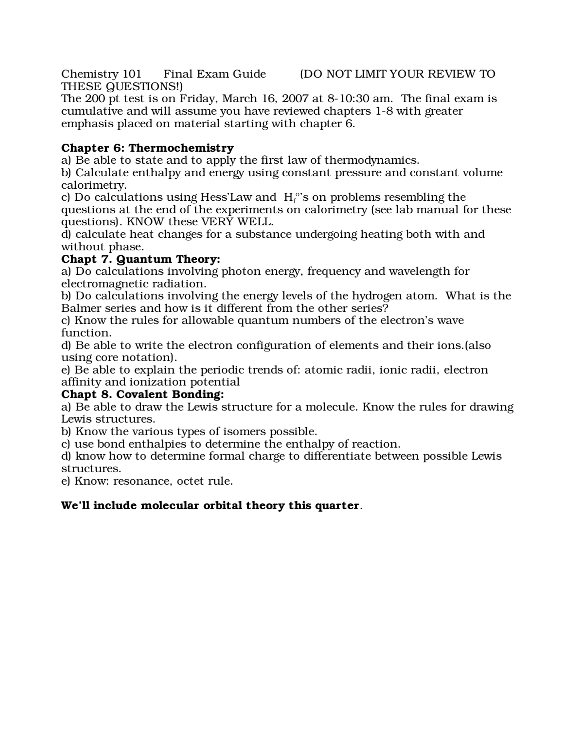Chemistry 101 Final Exam Guide (DO NOT LIMIT YOUR REVIEW TO THESE QUESTIONS!)

The 200 pt test is on Friday, March 16, 2007 at 8-10:30 am. The final exam is cumulative and will assume you have reviewed chapters 1-8 with greater emphasis placed on material starting with chapter 6.

**Chapter 6: Thermochemistry**

a) Be able to state and to apply the first law of thermodynamics.

b) Calculate enthalpy and energy using constant pressure and constant volume calorimetry.

c) Do calculations using Hess'Law and $H_f^{\circ}$'s on problems resembling the questions at the end of the experiments on calorimetry (see lab manual for these questions). KNOW these VERY WELL.

d) calculate heat changes for a substance undergoing heating both with and without phase.

**Chapt 7. Quantum Theory:**

a) Do calculations involving photon energy, frequency and wavelength for electromagnetic radiation.

b) Do calculations involving the energy levels of the hydrogen atom. What is the Balmer series and how is it different from the other series?

c) Know the rules for allowable quantum numbers of the electron's wave function.

d) Be able to write the electron configuration of elements and their ions.(also using core notation).

e) Be able to explain the periodic trends of: atomic radii, ionic radii, electron affinity and ionization potential

**Chapt 8. Covalent Bonding:**

a) Be able to draw the Lewis structure for a molecule. Know the rules for drawing Lewis structures.

b) Know the various types of isomers possible.

c) use bond enthalpies to determine the enthalpy of reaction.

d) know how to determine formal charge to differentiate between possible Lewis structures.

e) Know: resonance, octet rule.

**We'll include molecular orbital theory this quarter**.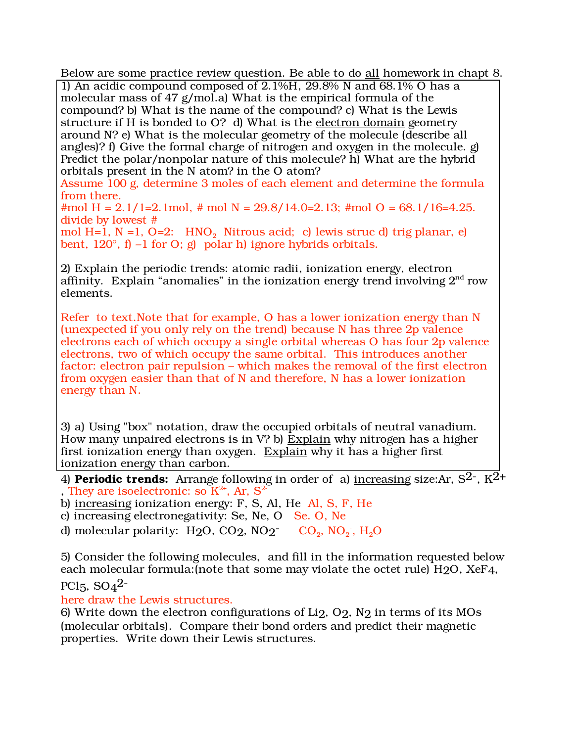Below are some practice review question. Be able to do all homework in chapt 8.

1) An acidic compound composed of 2.1%H, 29.8% N and 68.1% O has a molecular mass of 47 g/mol.a) What is the empirical formula of the compound? b) What is the name of the compound? c) What is the Lewis structure if H is bonded to O? d) What is the electron domain geometry around N? e) What is the molecular geometry of the molecule (describe all angles)? f) Give the formal charge of nitrogen and oxygen in the molecule. g) Predict the polar/nonpolar nature of this molecule? h) What are the hybrid orbitals present in the N atom? in the O atom?

Assume 100 g, determine 3 moles of each element and determine the formula from there.

#mol H = 2.1/1=2.1mol, # mol N = 29.8/14.0=2.13; #mol O = 68.1/16=4.25. divide by lowest #

mol H=1, N =1, O=2: $HNO_2$ Nitrous acid; c) lewis struc d) trig planar, e) bent, 120°, f) –1 for O; g) polar h) ignore hybrids orbitals.

2) Explain the periodic trends: atomic radii, ionization energy, electron affinity. Explain "anomalies" in the ionization energy trend involving 2nd row elements.

Refer to text.Note that for example, O has a lower ionization energy than N (unexpected if you only rely on the trend) because N has three 2p valence electrons each of which occupy a single orbital whereas O has four 2p valence electrons, two of which occupy the same orbital. This introduces another factor: electron pair repulsion – which makes the removal of the first electron from oxygen easier than that of N and therefore, N has a lower ionization energy than N.

3) a) Using "box" notation, draw the occupied orbitals of neutral vanadium. How many unpaired electrons is in V? b) Explain why nitrogen has a higher first ionization energy than oxygen. Explain why it has a higher first ionization energy than carbon.

4) **Periodic trends:** Arrange following in order of a) increasing size:Ar, $S^{2-}$, $K^{2+}$, They are isoelectronic: so $K^{2+}$, Ar, $S^{2-}$

b) increasing ionization energy: F, S, Al, He Al, S, F, He

c) increasing electronegativity: Se, Ne, O Se. O, Ne

d) molecular polarity: $H_2O$, $CO_2$, $NO_2^-$ $CO_2$, $NO_2^-$, $H_2O$

5) Consider the following molecules, and fill in the information requested below each molecular formula:(note that some may violate the octet rule) $H_2O$, $XeF_4$, $PCl_5$, $SO_4^{2-}$

here draw the Lewis structures.

6) Write down the electron configurations of $Li_2$, $O_2$, $N_2$ in terms of its MOs (molecular orbitals). Compare their bond orders and predict their magnetic properties. Write down their Lewis structures.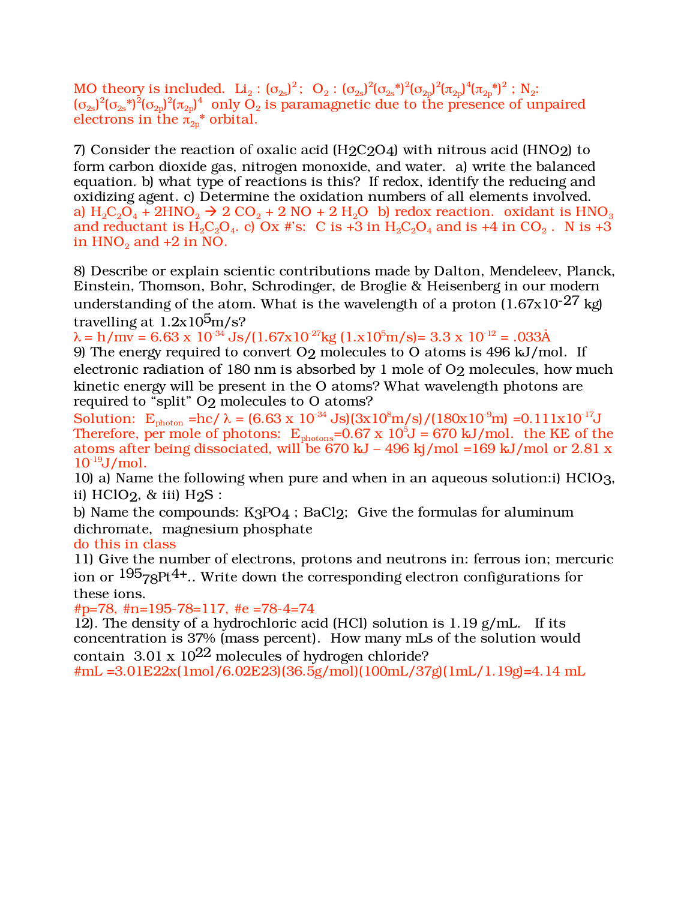MO theory is included. $Li_2$ : $(\sigma_{2s})^2$; $O_2$ : $(\sigma_{2s})^2(\sigma_{2s}^*)^2(\sigma_{2p})^2(\pi_{2p})^4(\pi_{2p}^*)^2$ ; $N_2$: $(\sigma_{2s})^2(\sigma_{2s}^*)^2(\sigma_{2p})^2(\pi_{2p})^4$ only $O_2$ is paramagnetic due to the presence of unpaired electrons in the $\pi_{2p}^*$ orbital.

7) Consider the reaction of oxalic acid ($H_2C_2O_4$) with nitrous acid ($HNO_2$) to form carbon dioxide gas, nitrogen monoxide, and water. a) write the balanced equation. b) what type of reactions is this? If redox, identify the reducing and oxidizing agent. c) Determine the oxidation numbers of all elements involved.

a) $H_2C_2O_4 + 2HNO_2 \rightarrow 2\ CO_2 + 2\ NO + 2\ H_2O$ b) redox reaction. oxidant is $HNO_3$ and reductant is $H_2C_2O_4$. c) Ox #'s: C is +3 in $H_2C_2O_4$ and is +4 in $CO_2$ . N is +3 in $HNO_2$ and +2 in NO.

8) Describe or explain scientic contributions made by Dalton, Mendeleev, Planck, Einstein, Thomson, Bohr, Schrodinger, de Broglie & Heisenberg in our modern understanding of the atom. What is the wavelength of a proton ($1.67 \times 10^{-27}$ kg) travelling at $1.2 \times 10^5$ m/s?

$\lambda = h/mv = 6.63 \times 10^{-34}$ Js/($1.67 \times 10^{-27}$kg ($1.x10^5$m/s)= $3.3 \times 10^{-12}$ = .033Å

9) The energy required to convert $O_2$ molecules to O atoms is 496 kJ/mol. If electronic radiation of 180 nm is absorbed by 1 mole of $O_2$ molecules, how much kinetic energy will be present in the O atoms? What wavelength photons are required to "split" $O_2$ molecules to O atoms?

Solution: $E_{photon} = hc/\lambda = (6.63 \times 10^{-34}\ Js)(3 \times 10^8 m/s)/(180 \times 10^{-9} m) = 0.111 \times 10^{-17} J$

Therefore, per mole of photons: $E_{photons} = 0.67 \times 10^5 J$ = 670 kJ/mol. the KE of the atoms after being dissociated, will be 670 kJ – 496 kj/mol =169 kJ/mol or $2.81 \times 10^{-19}$J/mol.

10) a) Name the following when pure and when in an aqueous solution:i) $HClO_3$, ii) $HClO_2$, & iii) $H_2S$ :

b) Name the compounds: $K_3PO_4$ ; $BaCl_2$; Give the formulas for aluminum dichromate, magnesium phosphate

do this in class

11) Give the number of electrons, protons and neutrons in: ferrous ion; mercuric ion or ${}^{195}_{78}Pt^{4+}$.. Write down the corresponding electron configurations for these ions.

#p=78, #n=195-78=117, #e =78-4=74

12). The density of a hydrochloric acid (HCl) solution is 1.19 g/mL. If its concentration is 37% (mass percent). How many mLs of the solution would contain $3.01 \times 10^{22}$ molecules of hydrogen chloride?

#mL =3.01E22x(1mol/6.02E23)(36.5g/mol)(100mL/37g)(1mL/1.19g)=4.14 mL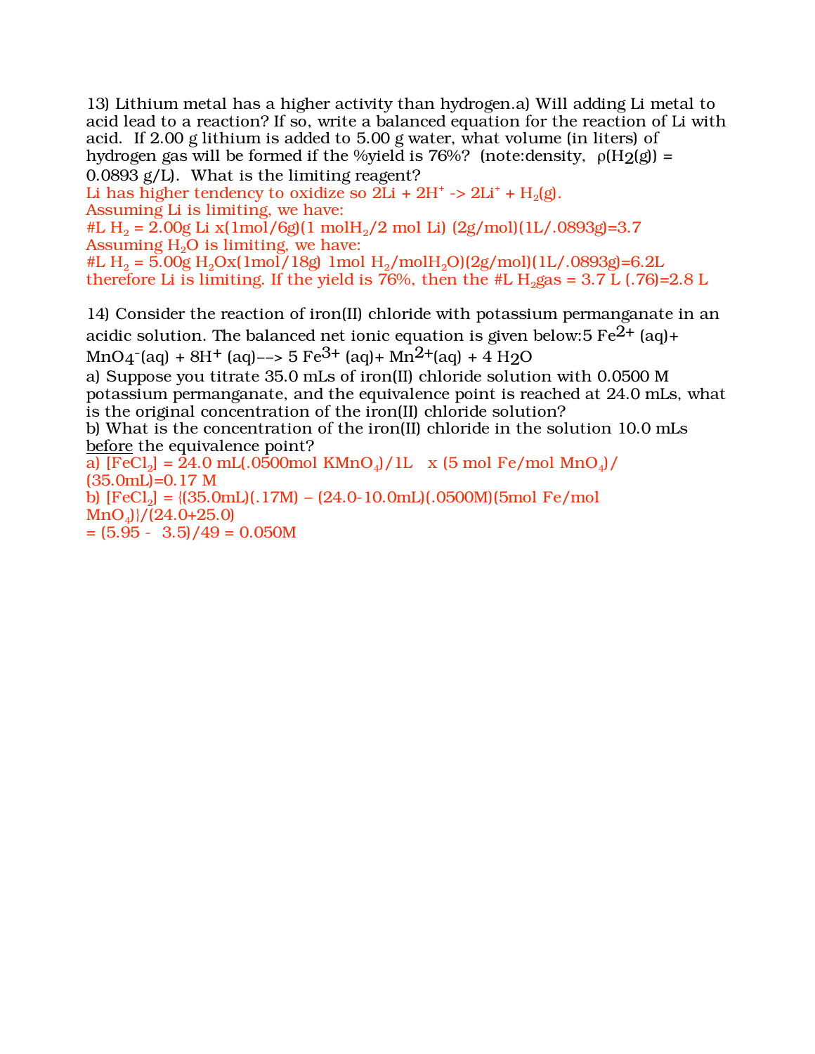13) Lithium metal has a higher activity than hydrogen.a) Will adding Li metal to acid lead to a reaction? If so, write a balanced equation for the reaction of Li with acid. If 2.00 g lithium is added to 5.00 g water, what volume (in liters) of hydrogen gas will be formed if the %yield is 76%? (note:density, $\rho(H_2(g))$ = 0.0893 g/L). What is the limiting reagent?

Li has higher tendency to oxidize so $2Li + 2H^+ \rightarrow 2Li^+ + H_2(g)$.

Assuming Li is limiting, we have:

#L $H_2$ = 2.00g Li x(1mol/6g)(1 mol$H_2$/2 mol Li) (2g/mol)(1L/.0893g)=3.7

Assuming $H_2O$ is limiting, we have:

#L $H_2$ = 5.00g $H_2O$x(1mol/18g) 1mol $H_2$/mol$H_2O$)(2g/mol)(1L/.0893g)=6.2L

therefore Li is limiting. If the yield is 76%, then the #L $H_2$gas = 3.7 L (.76)=2.8 L

14) Consider the reaction of iron(II) chloride with potassium permanganate in an acidic solution. The balanced net ionic equation is given below:5 $Fe^{2+}$ (aq)+ $MnO_4^-$(aq) + 8$H^+$ (aq)--> 5 $Fe^{3+}$ (aq)+ $Mn^{2+}$(aq) + 4 $H_2O$

a) Suppose you titrate 35.0 mLs of iron(II) chloride solution with 0.0500 M potassium permanganate, and the equivalence point is reached at 24.0 mLs, what is the original concentration of the iron(II) chloride solution?

b) What is the concentration of the iron(II) chloride in the solution 10.0 mLs before the equivalence point?

a) [$FeCl_2$] = 24.0 mL(.0500mol $KMnO_4$)/1L x (5 mol Fe/mol $MnO_4$)/(35.0mL)=0.17 M

b) [$FeCl_2$] = {(35.0mL)(.17M) – (24.0-10.0mL)(.0500M)(5mol Fe/mol $MnO_4$)}/(24.0+25.0)

= (5.95 - 3.5)/49 = 0.050M